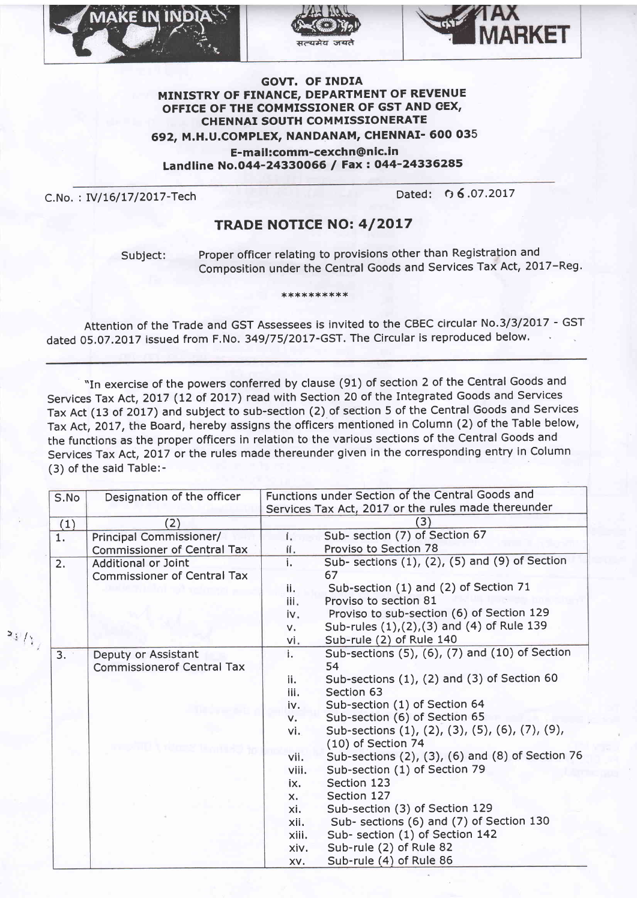**GOVT. OF INDIA**
**MINISTRY OF FINANCE, DEPARTMENT OF REVENUE**
**OFFICE OF THE COMMISSIONER OF GST AND CEX,**
**CHENNAI SOUTH COMMISSIONERATE**
**692, M.H.U.COMPLEX, NANDANAM, CHENNAI- 600 035**
**E-mail:comm-cexchn@nic.in**
**Landline No.044-24330066 / Fax : 044-24336285**

C.No. : IV/16/17/2017-Tech  Dated: 06.07.2017

## TRADE NOTICE NO: 4/2017

Subject: Proper officer relating to provisions other than Registration and Composition under the Central Goods and Services Tax Act, 2017–Reg.

**********

Attention of the Trade and GST Assessees is invited to the CBEC circular No.3/3/2017 - GST dated 05.07.2017 issued from F.No. 349/75/2017-GST. The Circular is reproduced below.

"In exercise of the powers conferred by clause (91) of section 2 of the Central Goods and Services Tax Act, 2017 (12 of 2017) read with Section 20 of the Integrated Goods and Services Tax Act (13 of 2017) and subject to sub-section (2) of section 5 of the Central Goods and Services Tax Act, 2017, the Board, hereby assigns the officers mentioned in Column (2) of the Table below, the functions as the proper officers in relation to the various sections of the Central Goods and Services Tax Act, 2017 or the rules made thereunder given in the corresponding entry in Column (3) of the said Table:-

| S.No | Designation of the officer | Functions under Section of the Central Goods and Services Tax Act, 2017 or the rules made thereunder |
|---|---|---|
| (1) | (2) | (3) |
| 1. | Principal Commissioner/ Commissioner of Central Tax | i. Sub- section (7) of Section 67<br>ii. Proviso to Section 78 |
| 2. | Additional or Joint Commissioner of Central Tax | i. Sub- sections (1), (2), (5) and (9) of Section 67<br>ii. Sub-section (1) and (2) of Section 71<br>iii. Proviso to section 81<br>iv. Proviso to sub-section (6) of Section 129<br>v. Sub-rules (1),(2),(3) and (4) of Rule 139<br>vi. Sub-rule (2) of Rule 140 |
| 3. | Deputy or Assistant Commissionerof Central Tax | i. Sub-sections (5), (6), (7) and (10) of Section 54<br>ii. Sub-sections (1), (2) and (3) of Section 60<br>iii. Section 63<br>iv. Sub-section (1) of Section 64<br>v. Sub-section (6) of Section 65<br>vi. Sub-sections (1), (2), (3), (5), (6), (7), (9), (10) of Section 74<br>vii. Sub-sections (2), (3), (6) and (8) of Section 76<br>viii. Sub-section (1) of Section 79<br>ix. Section 123<br>x. Section 127<br>xi. Sub-section (3) of Section 129<br>xii. Sub- sections (6) and (7) of Section 130<br>xiii. Sub- section (1) of Section 142<br>xiv. Sub-rule (2) of Rule 82<br>xv. Sub-rule (4) of Rule 86 |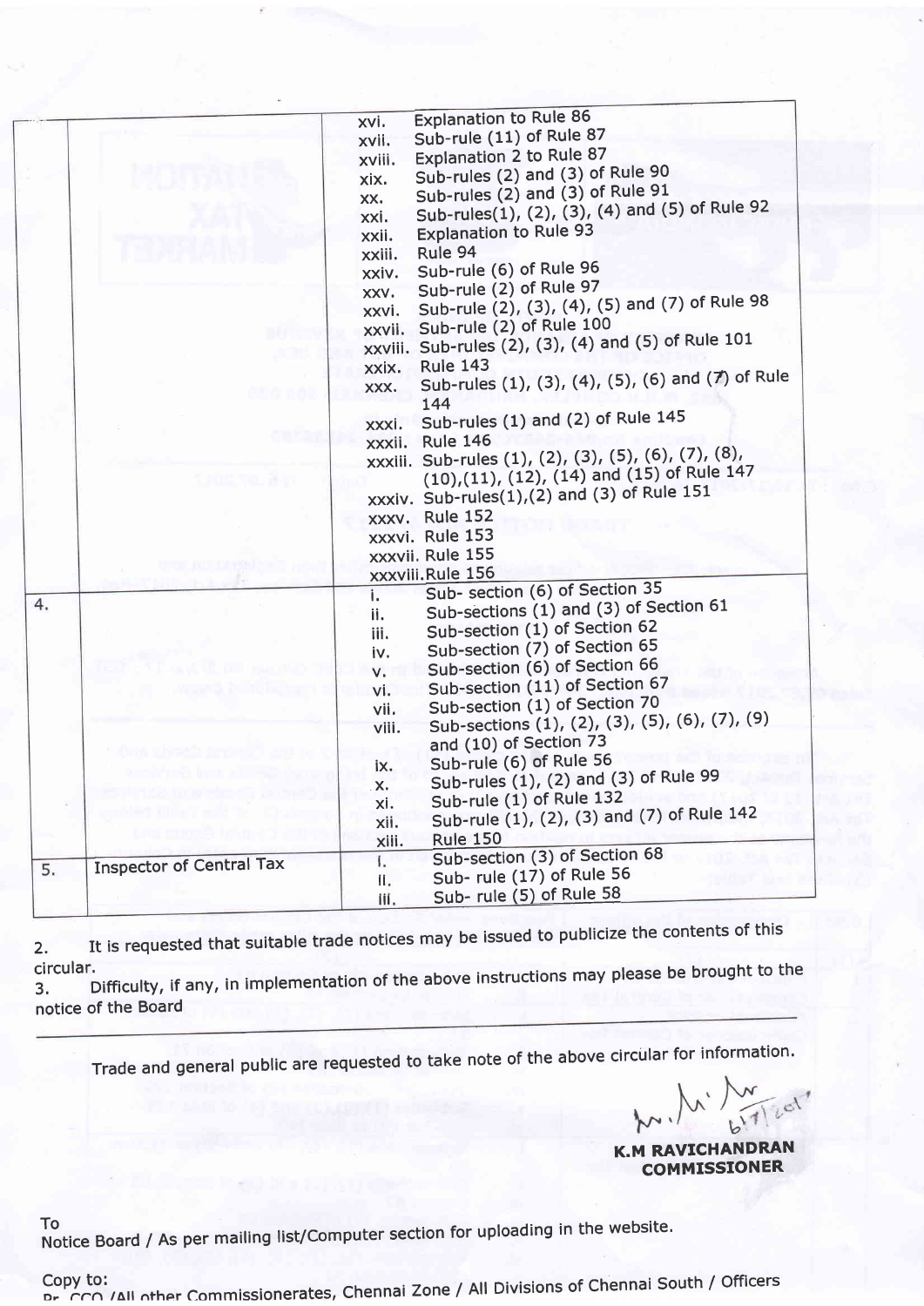| | | |
|---|---|---|
| | | xvi. Explanation to Rule 86<br>xvii. Sub-rule (11) of Rule 87<br>xviii. Explanation 2 to Rule 87<br>xix. Sub-rules (2) and (3) of Rule 90<br>xx. Sub-rules (2) and (3) of Rule 91<br>xxi. Sub-rules(1), (2), (3), (4) and (5) of Rule 92<br>xxii. Explanation to Rule 93<br>xxiii. Rule 94<br>xxiv. Sub-rule (6) of Rule 96<br>xxv. Sub-rule (2) of Rule 97<br>xxvi. Sub-rule (2), (3), (4), (5) and (7) of Rule 98<br>xxvii. Sub-rule (2) of Rule 100<br>xxviii. Sub-rules (2), (3), (4) and (5) of Rule 101<br>xxix. Rule 143<br>xxx. Sub-rules (1), (3), (4), (5), (6) and (7) of Rule 144<br>xxxi. Sub-rules (1) and (2) of Rule 145<br>xxxii. Rule 146<br>xxxiii. Sub-rules (1), (2), (3), (5), (6), (7), (8), (10),(11), (12), (14) and (15) of Rule 147<br>xxxiv. Sub-rules(1),(2) and (3) of Rule 151<br>xxxv. Rule 152<br>xxxvi. Rule 153<br>xxxvii. Rule 155<br>xxxviii. Rule 156 |
| 4. | | i. Sub- section (6) of Section 35<br>ii. Sub-sections (1) and (3) of Section 61<br>iii. Sub-section (1) of Section 62<br>iv. Sub-section (7) of Section 65<br>v. Sub-section (6) of Section 66<br>vi. Sub-section (11) of Section 67<br>vii. Sub-section (1) of Section 70<br>viii. Sub-sections (1), (2), (3), (5), (6), (7), (9) and (10) of Section 73<br>ix. Sub-rule (6) of Rule 56<br>x. Sub-rules (1), (2) and (3) of Rule 99<br>xi. Sub-rule (1) of Rule 132<br>xii. Sub-rule (1), (2), (3) and (7) of Rule 142<br>xiii. Rule 150 |
| 5. | Inspector of Central Tax | i. Sub-section (3) of Section 68<br>ii. Sub- rule (17) of Rule 56<br>iii. Sub- rule (5) of Rule 58 |

2. It is requested that suitable trade notices may be issued to publicize the contents of this circular.
3. Difficulty, if any, in implementation of the above instructions may please be brought to the notice of the Board

Trade and general public are requested to take note of the above circular for information.

6/7/2017

**K.M RAVICHANDRAN**
**COMMISSIONER**

To
Notice Board / As per mailing list/Computer section for uploading in the website.

Copy to:
Pr. CCO /All other Commissionerates, Chennai Zone / All Divisions of Chennai South / Officers